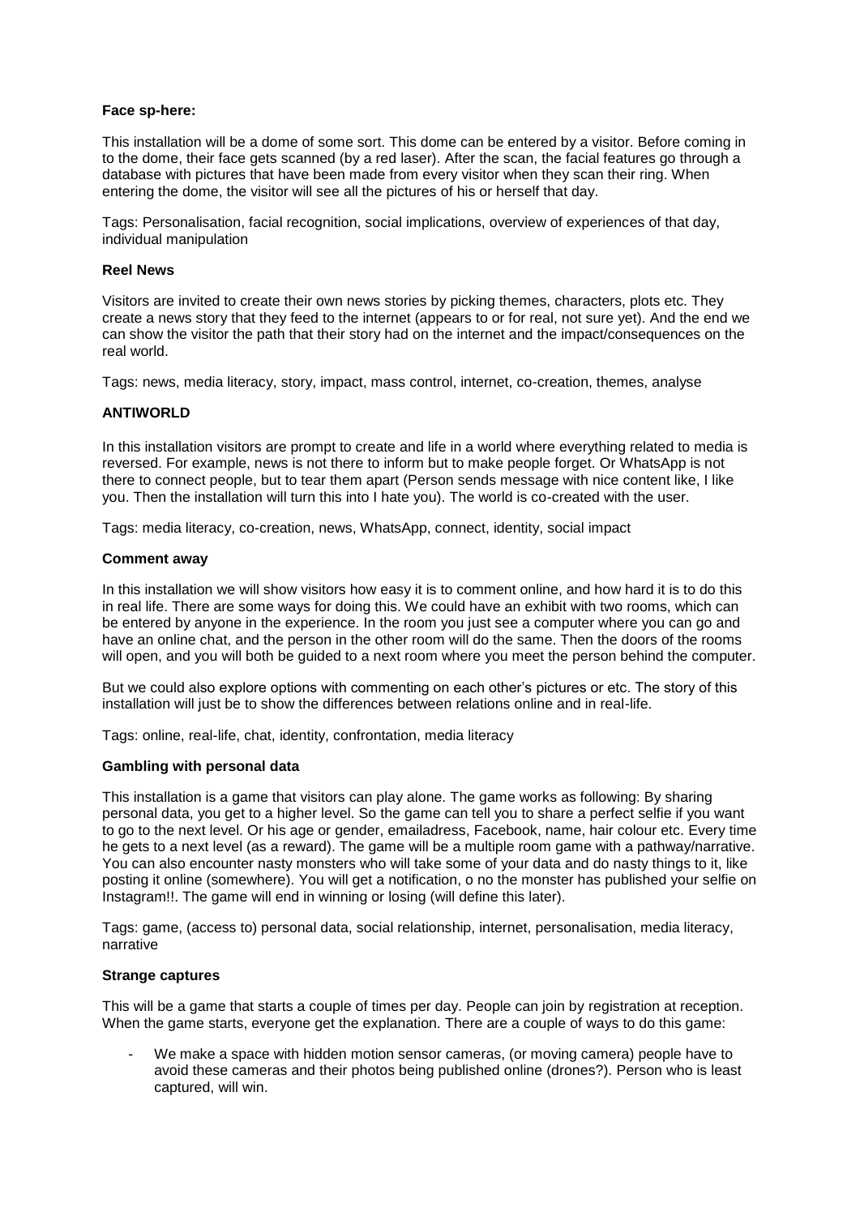**Face sp-here:**

This installation will be a dome of some sort. This dome can be entered by a visitor. Before coming in to the dome, their face gets scanned (by a red laser). After the scan, the facial features go through a database with pictures that have been made from every visitor when they scan their ring. When entering the dome, the visitor will see all the pictures of his or herself that day.

Tags: Personalisation, facial recognition, social implications, overview of experiences of that day, individual manipulation

**Reel News**

Visitors are invited to create their own news stories by picking themes, characters, plots etc. They create a news story that they feed to the internet (appears to or for real, not sure yet). And the end we can show the visitor the path that their story had on the internet and the impact/consequences on the real world.

Tags: news, media literacy, story, impact, mass control, internet, co-creation, themes, analyse

**ANTIWORLD**

In this installation visitors are prompt to create and life in a world where everything related to media is reversed. For example, news is not there to inform but to make people forget. Or WhatsApp is not there to connect people, but to tear them apart (Person sends message with nice content like, I like you. Then the installation will turn this into I hate you). The world is co-created with the user.

Tags: media literacy, co-creation, news, WhatsApp, connect, identity, social impact

**Comment away**

In this installation we will show visitors how easy it is to comment online, and how hard it is to do this in real life. There are some ways for doing this. We could have an exhibit with two rooms, which can be entered by anyone in the experience. In the room you just see a computer where you can go and have an online chat, and the person in the other room will do the same. Then the doors of the rooms will open, and you will both be guided to a next room where you meet the person behind the computer.

But we could also explore options with commenting on each other's pictures or etc. The story of this installation will just be to show the differences between relations online and in real-life.

Tags: online, real-life, chat, identity, confrontation, media literacy

**Gambling with personal data**

This installation is a game that visitors can play alone. The game works as following: By sharing personal data, you get to a higher level. So the game can tell you to share a perfect selfie if you want to go to the next level. Or his age or gender, emailadress, Facebook, name, hair colour etc. Every time he gets to a next level (as a reward). The game will be a multiple room game with a pathway/narrative. You can also encounter nasty monsters who will take some of your data and do nasty things to it, like posting it online (somewhere). You will get a notification, o no the monster has published your selfie on Instagram!!. The game will end in winning or losing (will define this later).

Tags: game, (access to) personal data, social relationship, internet, personalisation, media literacy, narrative

**Strange captures**

This will be a game that starts a couple of times per day. People can join by registration at reception. When the game starts, everyone get the explanation. There are a couple of ways to do this game:

- We make a space with hidden motion sensor cameras, (or moving camera) people have to avoid these cameras and their photos being published online (drones?). Person who is least captured, will win.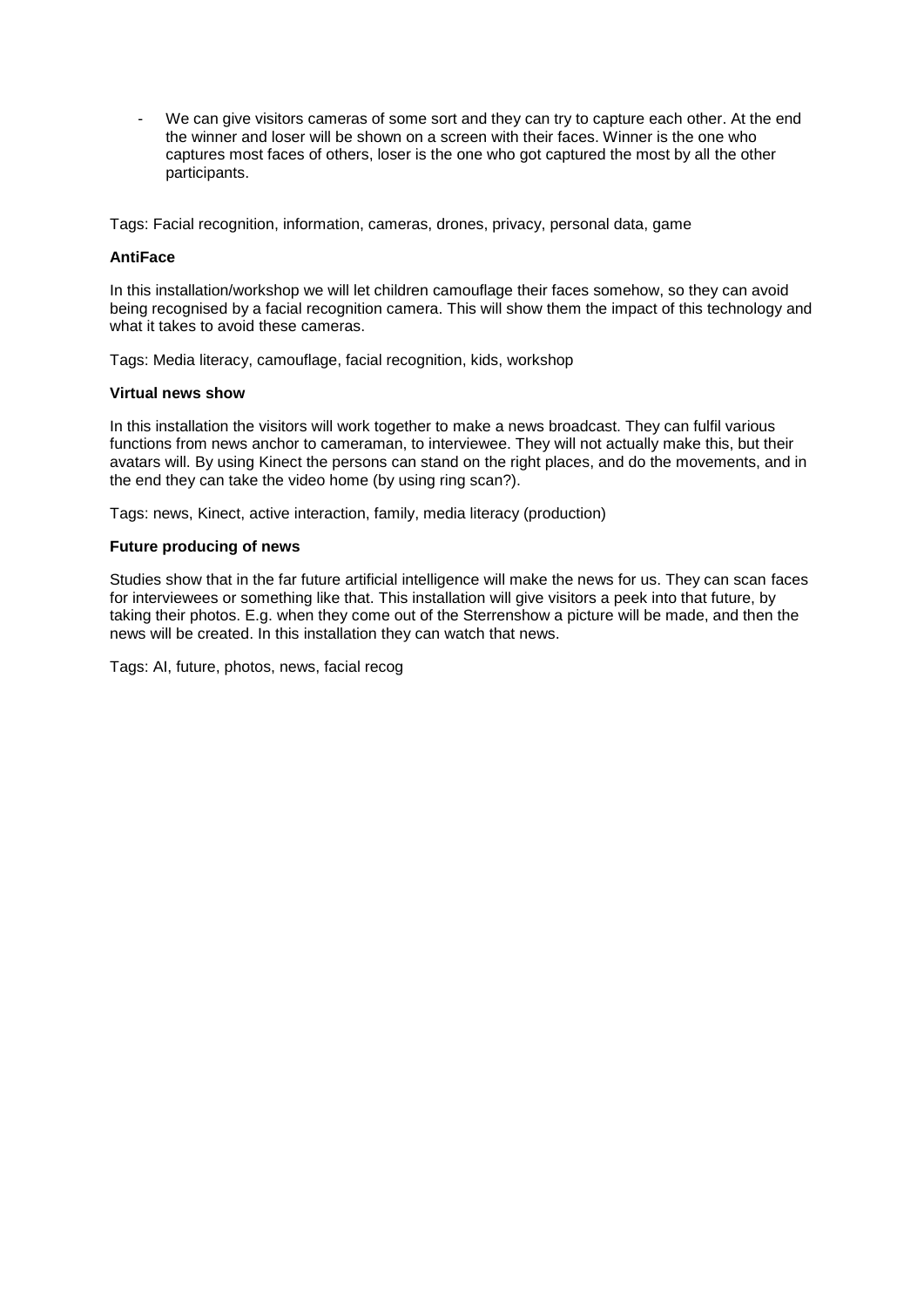- We can give visitors cameras of some sort and they can try to capture each other. At the end the winner and loser will be shown on a screen with their faces. Winner is the one who captures most faces of others, loser is the one who got captured the most by all the other participants.

Tags: Facial recognition, information, cameras, drones, privacy, personal data, game

**AntiFace**

In this installation/workshop we will let children camouflage their faces somehow, so they can avoid being recognised by a facial recognition camera. This will show them the impact of this technology and what it takes to avoid these cameras.

Tags: Media literacy, camouflage, facial recognition, kids, workshop

**Virtual news show**

In this installation the visitors will work together to make a news broadcast. They can fulfil various functions from news anchor to cameraman, to interviewee. They will not actually make this, but their avatars will. By using Kinect the persons can stand on the right places, and do the movements, and in the end they can take the video home (by using ring scan?).

Tags: news, Kinect, active interaction, family, media literacy (production)

**Future producing of news**

Studies show that in the far future artificial intelligence will make the news for us. They can scan faces for interviewees or something like that. This installation will give visitors a peek into that future, by taking their photos. E.g. when they come out of the Sterrenshow a picture will be made, and then the news will be created. In this installation they can watch that news.

Tags: AI, future, photos, news, facial recog